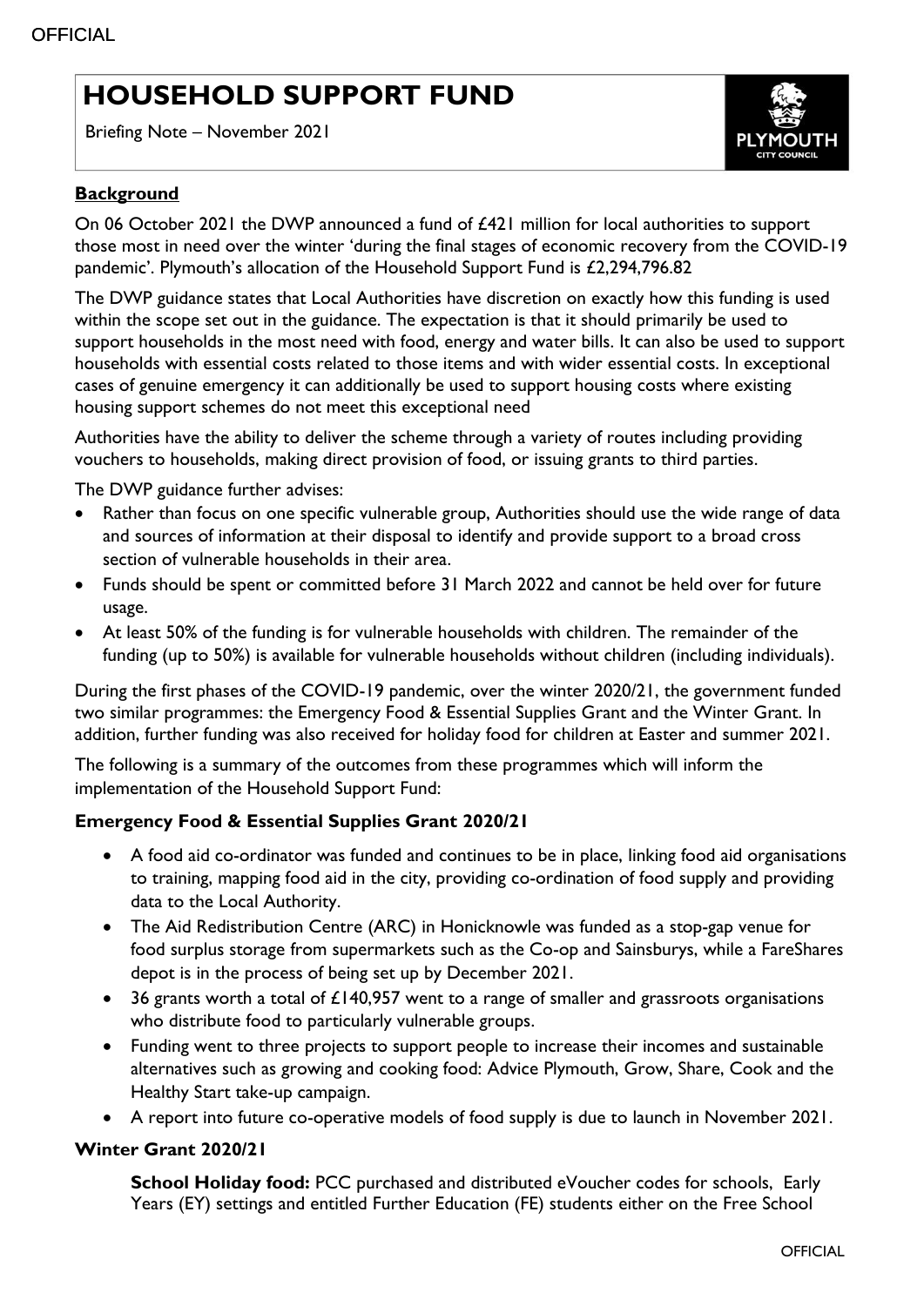# HOUSEHOLD SUPPORT FUND

Briefing Note – November 2021

**Background**

On 06 October 2021 the DWP announced a fund of £421 million for local authorities to support those most in need over the winter 'during the final stages of economic recovery from the COVID-19 pandemic'. Plymouth's allocation of the Household Support Fund is £2,294,796.82

The DWP guidance states that Local Authorities have discretion on exactly how this funding is used within the scope set out in the guidance. The expectation is that it should primarily be used to support households in the most need with food, energy and water bills. It can also be used to support households with essential costs related to those items and with wider essential costs. In exceptional cases of genuine emergency it can additionally be used to support housing costs where existing housing support schemes do not meet this exceptional need

Authorities have the ability to deliver the scheme through a variety of routes including providing vouchers to households, making direct provision of food, or issuing grants to third parties.

The DWP guidance further advises:

- Rather than focus on one specific vulnerable group, Authorities should use the wide range of data and sources of information at their disposal to identify and provide support to a broad cross section of vulnerable households in their area.
- Funds should be spent or committed before 31 March 2022 and cannot be held over for future usage.
- At least 50% of the funding is for vulnerable households with children. The remainder of the funding (up to 50%) is available for vulnerable households without children (including individuals).

During the first phases of the COVID-19 pandemic, over the winter 2020/21, the government funded two similar programmes: the Emergency Food & Essential Supplies Grant and the Winter Grant. In addition, further funding was also received for holiday food for children at Easter and summer 2021.

The following is a summary of the outcomes from these programmes which will inform the implementation of the Household Support Fund:

### Emergency Food & Essential Supplies Grant 2020/21

- A food aid co-ordinator was funded and continues to be in place, linking food aid organisations to training, mapping food aid in the city, providing co-ordination of food supply and providing data to the Local Authority.
- The Aid Redistribution Centre (ARC) in Honicknowle was funded as a stop-gap venue for food surplus storage from supermarkets such as the Co-op and Sainsburys, while a FareShares depot is in the process of being set up by December 2021.
- 36 grants worth a total of £140,957 went to a range of smaller and grassroots organisations who distribute food to particularly vulnerable groups.
- Funding went to three projects to support people to increase their incomes and sustainable alternatives such as growing and cooking food: Advice Plymouth, Grow, Share, Cook and the Healthy Start take-up campaign.
- A report into future co-operative models of food supply is due to launch in November 2021.

### Winter Grant 2020/21

**School Holiday food:** PCC purchased and distributed eVoucher codes for schools, Early Years (EY) settings and entitled Further Education (FE) students either on the Free School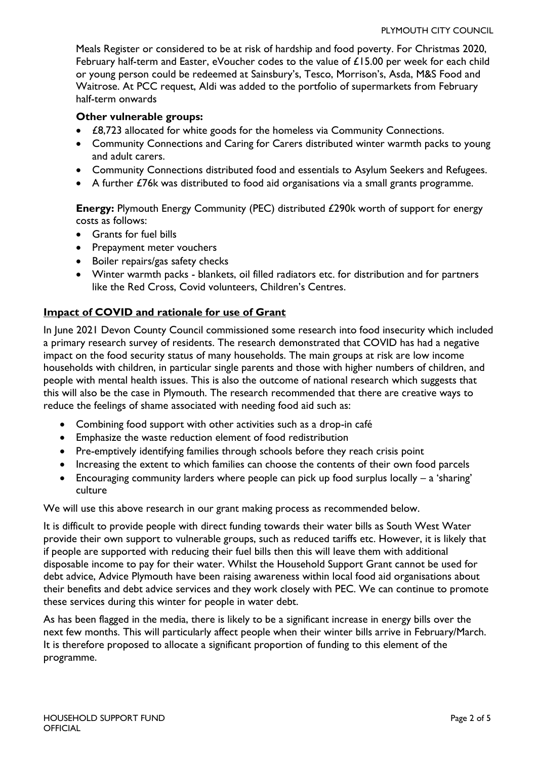Meals Register or considered to be at risk of hardship and food poverty. For Christmas 2020, February half-term and Easter, eVoucher codes to the value of £15.00 per week for each child or young person could be redeemed at Sainsbury's, Tesco, Morrison's, Asda, M&S Food and Waitrose. At PCC request, Aldi was added to the portfolio of supermarkets from February half-term onwards

**Other vulnerable groups:**

- £8,723 allocated for white goods for the homeless via Community Connections.
- Community Connections and Caring for Carers distributed winter warmth packs to young and adult carers.
- Community Connections distributed food and essentials to Asylum Seekers and Refugees.
- A further £76k was distributed to food aid organisations via a small grants programme.

**Energy:** Plymouth Energy Community (PEC) distributed £290k worth of support for energy costs as follows:

- Grants for fuel bills
- Prepayment meter vouchers
- Boiler repairs/gas safety checks
- Winter warmth packs - blankets, oil filled radiators etc. for distribution and for partners like the Red Cross, Covid volunteers, Children's Centres.

## Impact of COVID and rationale for use of Grant

In June 2021 Devon County Council commissioned some research into food insecurity which included a primary research survey of residents. The research demonstrated that COVID has had a negative impact on the food security status of many households. The main groups at risk are low income households with children, in particular single parents and those with higher numbers of children, and people with mental health issues. This is also the outcome of national research which suggests that this will also be the case in Plymouth. The research recommended that there are creative ways to reduce the feelings of shame associated with needing food aid such as:

- Combining food support with other activities such as a drop-in café
- Emphasize the waste reduction element of food redistribution
- Pre-emptively identifying families through schools before they reach crisis point
- Increasing the extent to which families can choose the contents of their own food parcels
- Encouraging community larders where people can pick up food surplus locally – a 'sharing' culture

We will use this above research in our grant making process as recommended below.

It is difficult to provide people with direct funding towards their water bills as South West Water provide their own support to vulnerable groups, such as reduced tariffs etc. However, it is likely that if people are supported with reducing their fuel bills then this will leave them with additional disposable income to pay for their water. Whilst the Household Support Grant cannot be used for debt advice, Advice Plymouth have been raising awareness within local food aid organisations about their benefits and debt advice services and they work closely with PEC. We can continue to promote these services during this winter for people in water debt.

As has been flagged in the media, there is likely to be a significant increase in energy bills over the next few months. This will particularly affect people when their winter bills arrive in February/March. It is therefore proposed to allocate a significant proportion of funding to this element of the programme.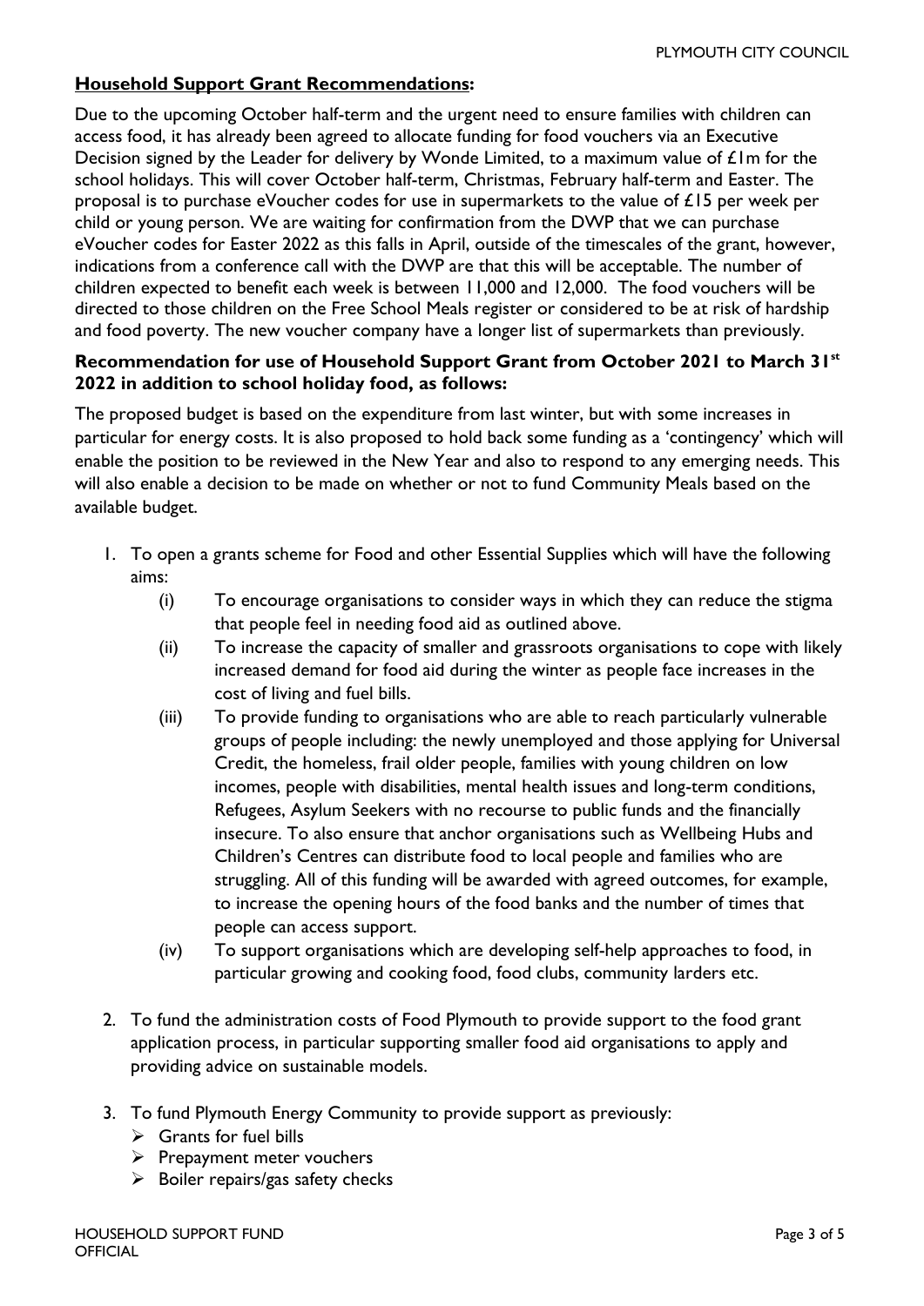**<u>Household Support Grant Recommendations</u>:**

Due to the upcoming October half-term and the urgent need to ensure families with children can access food, it has already been agreed to allocate funding for food vouchers via an Executive Decision signed by the Leader for delivery by Wonde Limited, to a maximum value of £1m for the school holidays. This will cover October half-term, Christmas, February half-term and Easter. The proposal is to purchase eVoucher codes for use in supermarkets to the value of £15 per week per child or young person. We are waiting for confirmation from the DWP that we can purchase eVoucher codes for Easter 2022 as this falls in April, outside of the timescales of the grant, however, indications from a conference call with the DWP are that this will be acceptable. The number of children expected to benefit each week is between 11,000 and 12,000. The food vouchers will be directed to those children on the Free School Meals register or considered to be at risk of hardship and food poverty. The new voucher company have a longer list of supermarkets than previously.

**Recommendation for use of Household Support Grant from October 2021 to March 31st 2022 in addition to school holiday food, as follows:**

The proposed budget is based on the expenditure from last winter, but with some increases in particular for energy costs. It is also proposed to hold back some funding as a 'contingency' which will enable the position to be reviewed in the New Year and also to respond to any emerging needs. This will also enable a decision to be made on whether or not to fund Community Meals based on the available budget.

1. To open a grants scheme for Food and other Essential Supplies which will have the following aims:
   - (i) To encourage organisations to consider ways in which they can reduce the stigma that people feel in needing food aid as outlined above.
   - (ii) To increase the capacity of smaller and grassroots organisations to cope with likely increased demand for food aid during the winter as people face increases in the cost of living and fuel bills.
   - (iii) To provide funding to organisations who are able to reach particularly vulnerable groups of people including: the newly unemployed and those applying for Universal Credit, the homeless, frail older people, families with young children on low incomes, people with disabilities, mental health issues and long-term conditions, Refugees, Asylum Seekers with no recourse to public funds and the financially insecure. To also ensure that anchor organisations such as Wellbeing Hubs and Children's Centres can distribute food to local people and families who are struggling. All of this funding will be awarded with agreed outcomes, for example, to increase the opening hours of the food banks and the number of times that people can access support.
   - (iv) To support organisations which are developing self-help approaches to food, in particular growing and cooking food, food clubs, community larders etc.

2. To fund the administration costs of Food Plymouth to provide support to the food grant application process, in particular supporting smaller food aid organisations to apply and providing advice on sustainable models.

3. To fund Plymouth Energy Community to provide support as previously:
   - Grants for fuel bills
   - Prepayment meter vouchers
   - Boiler repairs/gas safety checks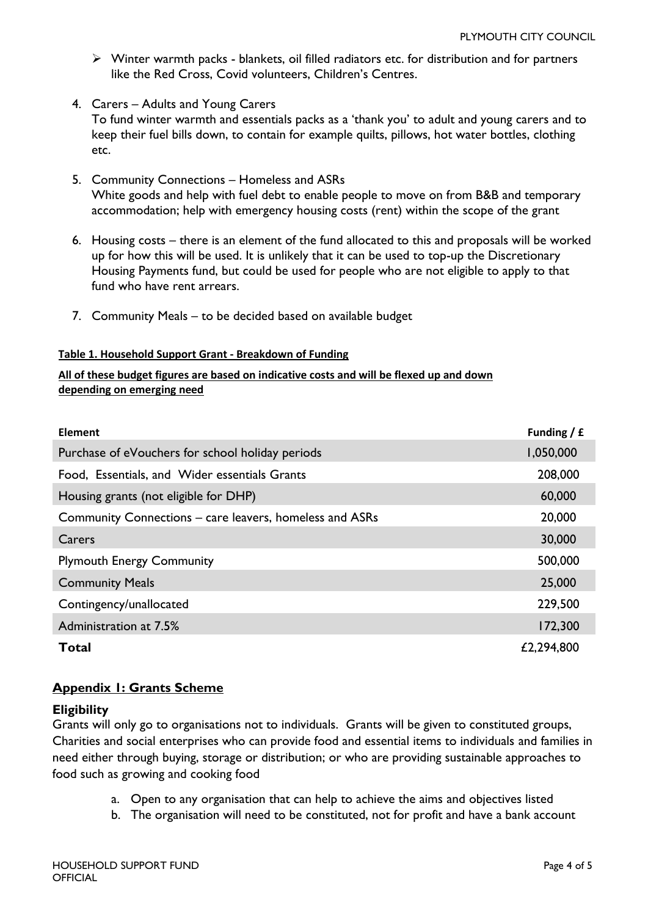- Winter warmth packs - blankets, oil filled radiators etc. for distribution and for partners like the Red Cross, Covid volunteers, Children's Centres.

4. Carers – Adults and Young Carers
   To fund winter warmth and essentials packs as a 'thank you' to adult and young carers and to keep their fuel bills down, to contain for example quilts, pillows, hot water bottles, clothing etc.

5. Community Connections – Homeless and ASRs
   White goods and help with fuel debt to enable people to move on from B&B and temporary accommodation; help with emergency housing costs (rent) within the scope of the grant

6. Housing costs – there is an element of the fund allocated to this and proposals will be worked up for how this will be used. It is unlikely that it can be used to top-up the Discretionary Housing Payments fund, but could be used for people who are not eligible to apply to that fund who have rent arrears.

7. Community Meals – to be decided based on available budget

**Table 1. Household Support Grant - Breakdown of Funding**

**All of these budget figures are based on indicative costs and will be flexed up and down depending on emerging need**

| Element | Funding / £ |
|---|---|
| Purchase of eVouchers for school holiday periods | 1,050,000 |
| Food, Essentials, and Wider essentials Grants | 208,000 |
| Housing grants (not eligible for DHP) | 60,000 |
| Community Connections – care leavers, homeless and ASRs | 20,000 |
| Carers | 30,000 |
| Plymouth Energy Community | 500,000 |
| Community Meals | 25,000 |
| Contingency/unallocated | 229,500 |
| Administration at 7.5% | 172,300 |
| **Total** | £2,294,800 |

## Appendix 1: Grants Scheme

### Eligibility

Grants will only go to organisations not to individuals. Grants will be given to constituted groups, Charities and social enterprises who can provide food and essential items to individuals and families in need either through buying, storage or distribution; or who are providing sustainable approaches to food such as growing and cooking food

a. Open to any organisation that can help to achieve the aims and objectives listed
b. The organisation will need to be constituted, not for profit and have a bank account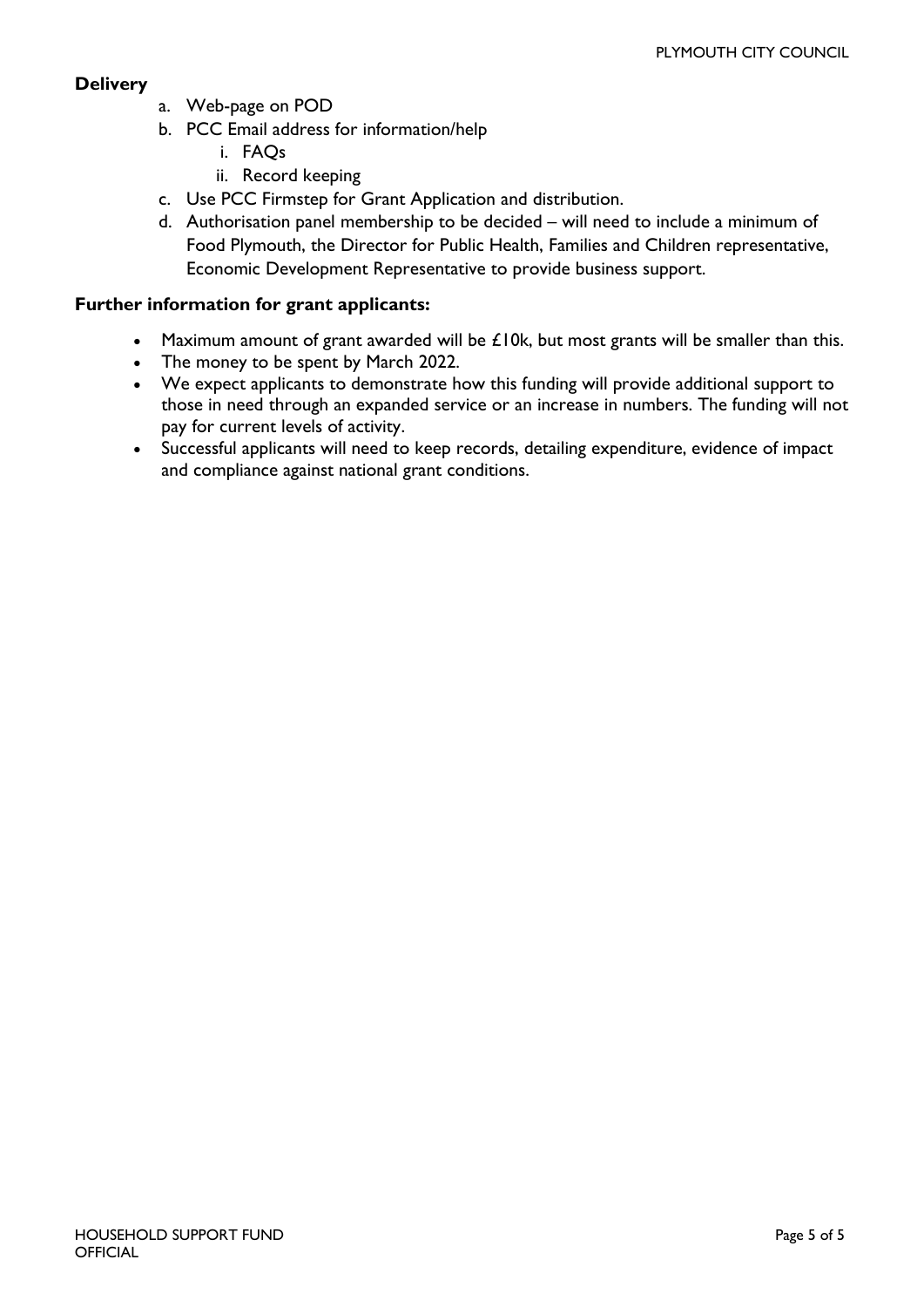**Delivery**

a. Web-page on POD
b. PCC Email address for information/help
    i. FAQs
    ii. Record keeping
c. Use PCC Firmstep for Grant Application and distribution.
d. Authorisation panel membership to be decided – will need to include a minimum of Food Plymouth, the Director for Public Health, Families and Children representative, Economic Development Representative to provide business support.

**Further information for grant applicants:**

- Maximum amount of grant awarded will be £10k, but most grants will be smaller than this.
- The money to be spent by March 2022.
- We expect applicants to demonstrate how this funding will provide additional support to those in need through an expanded service or an increase in numbers. The funding will not pay for current levels of activity.
- Successful applicants will need to keep records, detailing expenditure, evidence of impact and compliance against national grant conditions.